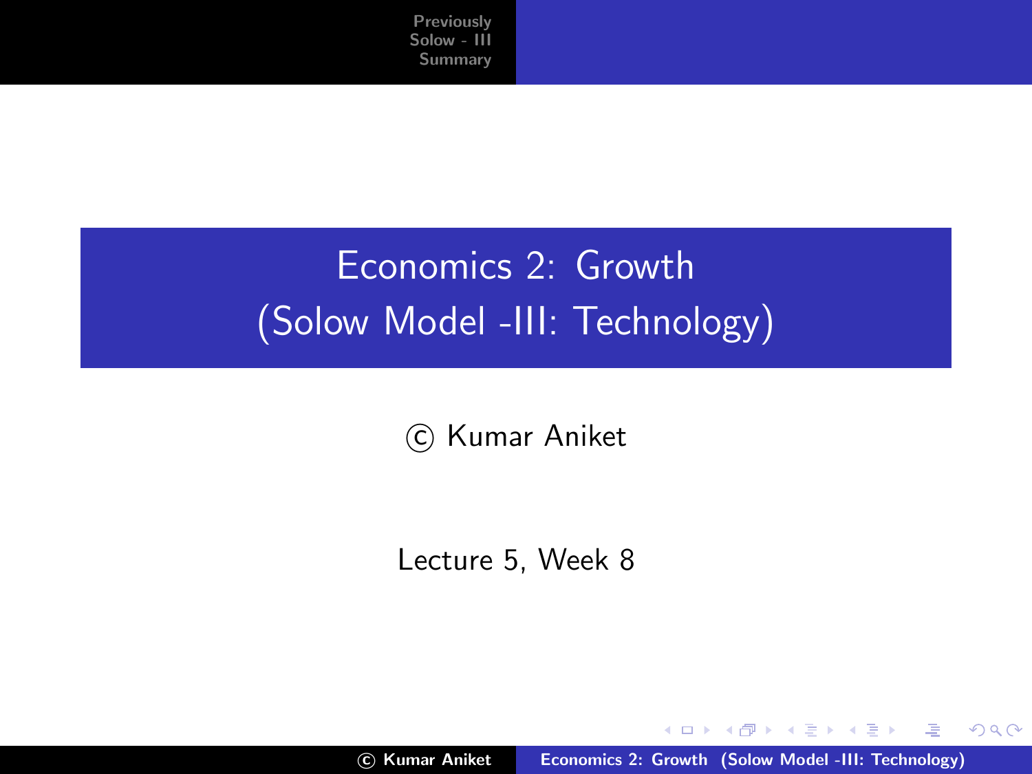# Economics 2: Growth (Solow Model -III: Technology)

© Kumar Aniket

Lecture 5, Week 8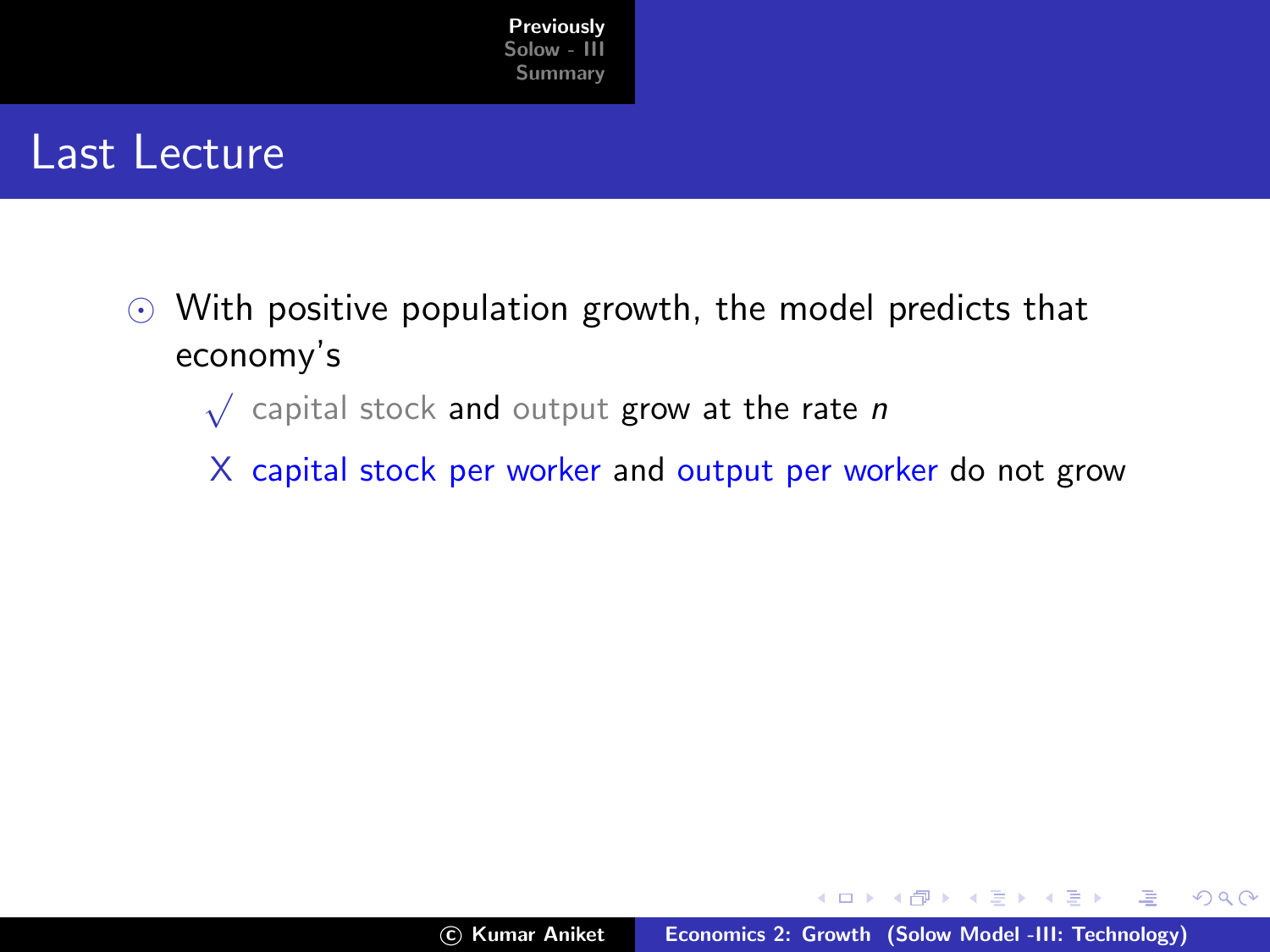# Last Lecture

- With positive population growth, the model predicts that economy's
  - √ capital stock and output grow at the rate $n$
  - X capital stock per worker and output per worker do not grow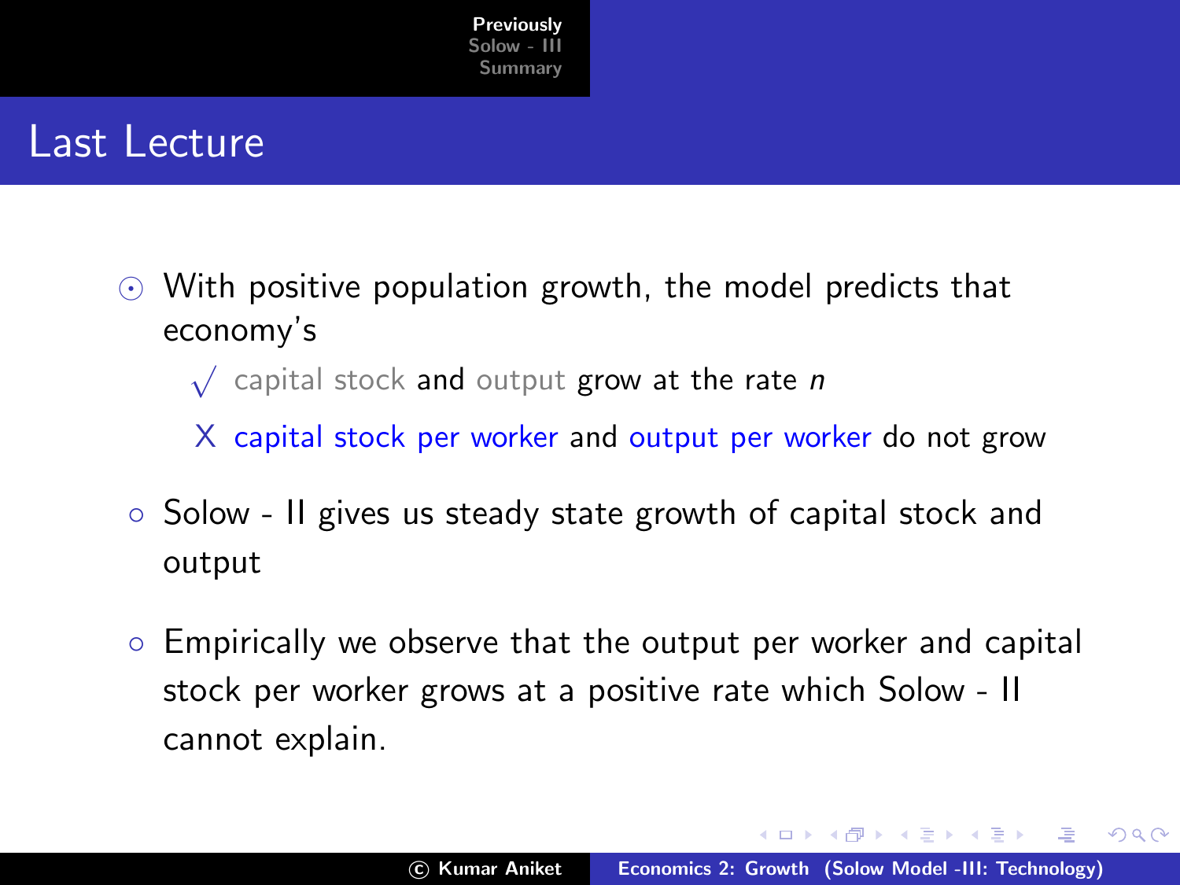# Last Lecture

- With positive population growth, the model predicts that economy's
  - √ capital stock and output grow at the rate $n$
  - X capital stock per worker and output per worker do not grow
- Solow - II gives us steady state growth of capital stock and output
- Empirically we observe that the output per worker and capital stock per worker grows at a positive rate which Solow - II cannot explain.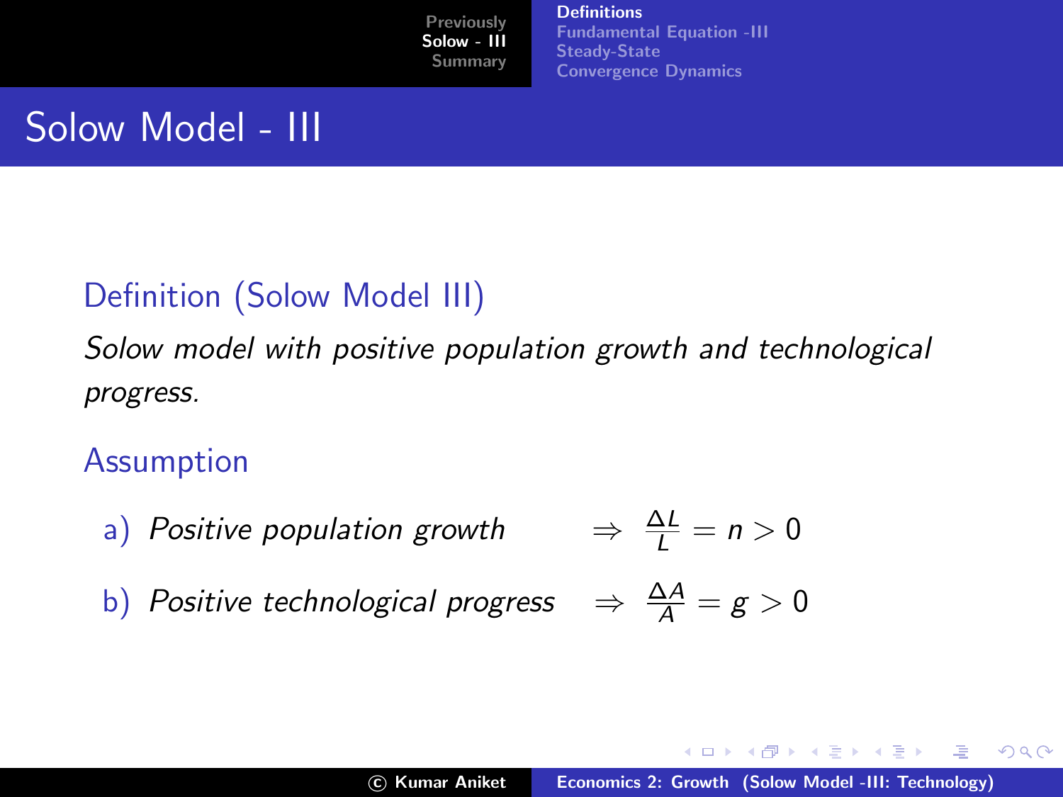# Solow Model - III

**Definition (Solow Model III)**

*Solow model with positive population growth and technological progress.*

**Assumption**

a) *Positive population growth* $\Rightarrow \frac{\Delta L}{L} = n > 0$

b) *Positive technological progress* $\Rightarrow \frac{\Delta A}{A} = g > 0$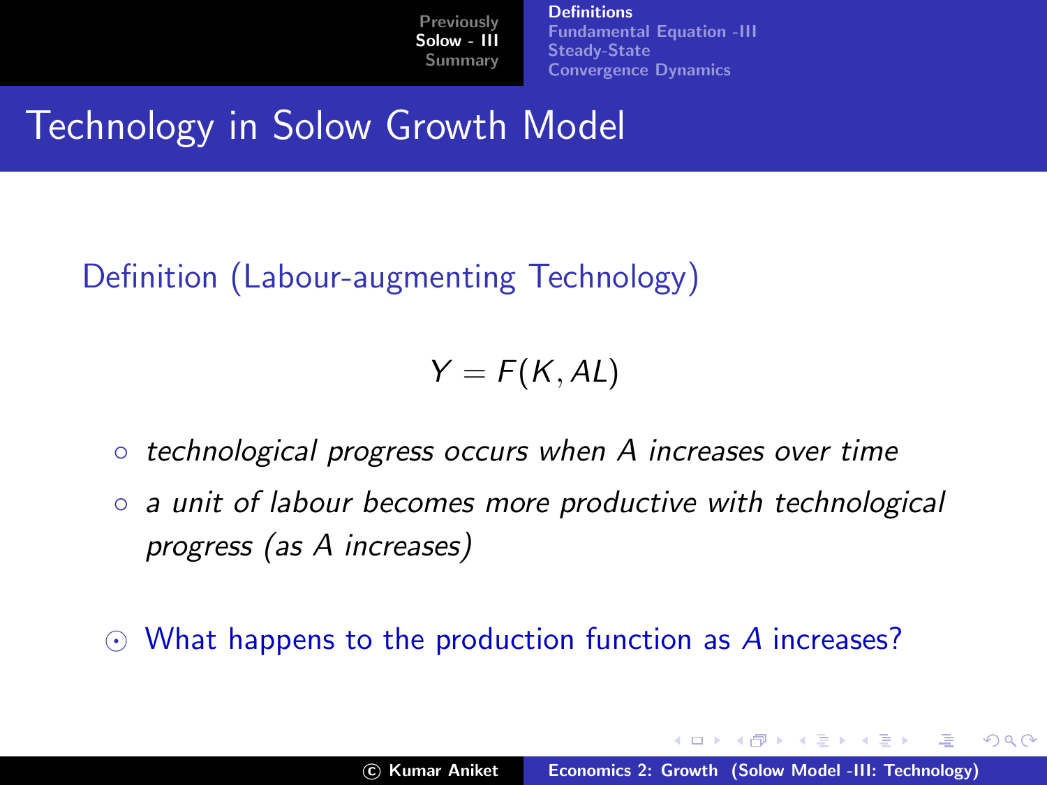# Technology in Solow Growth Model

**Definition (Labour-augmenting Technology)**

$$Y = F(K, AL)$$

- *technological progress occurs when $A$ increases over time*
- *a unit of labour becomes more productive with technological progress (as $A$ increases)*

- What happens to the production function as $A$ increases?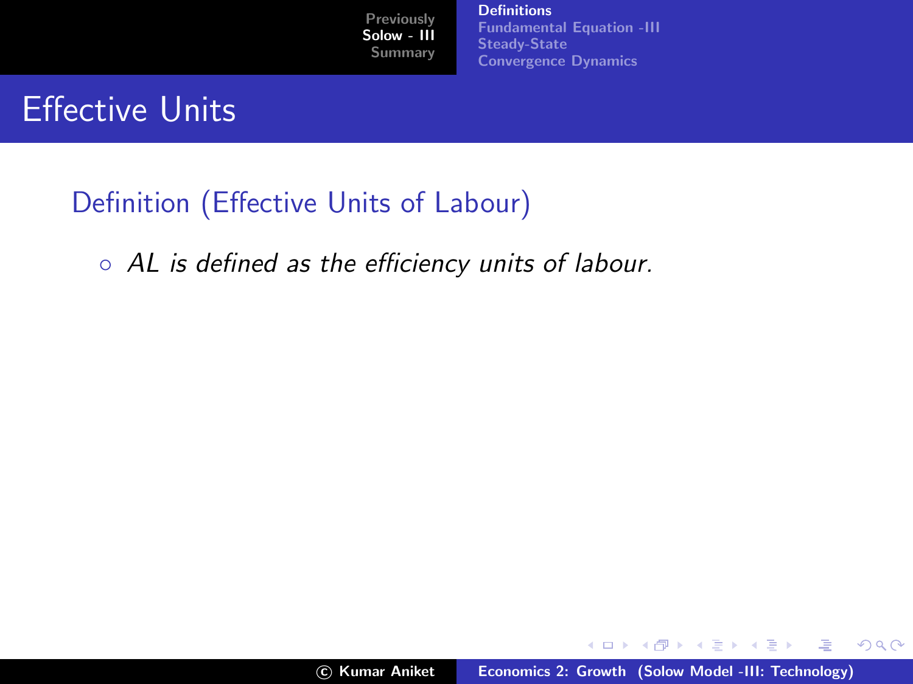# Effective Units

**Definition (Effective Units of Labour)**

- *$AL$ is defined as the efficiency units of labour.*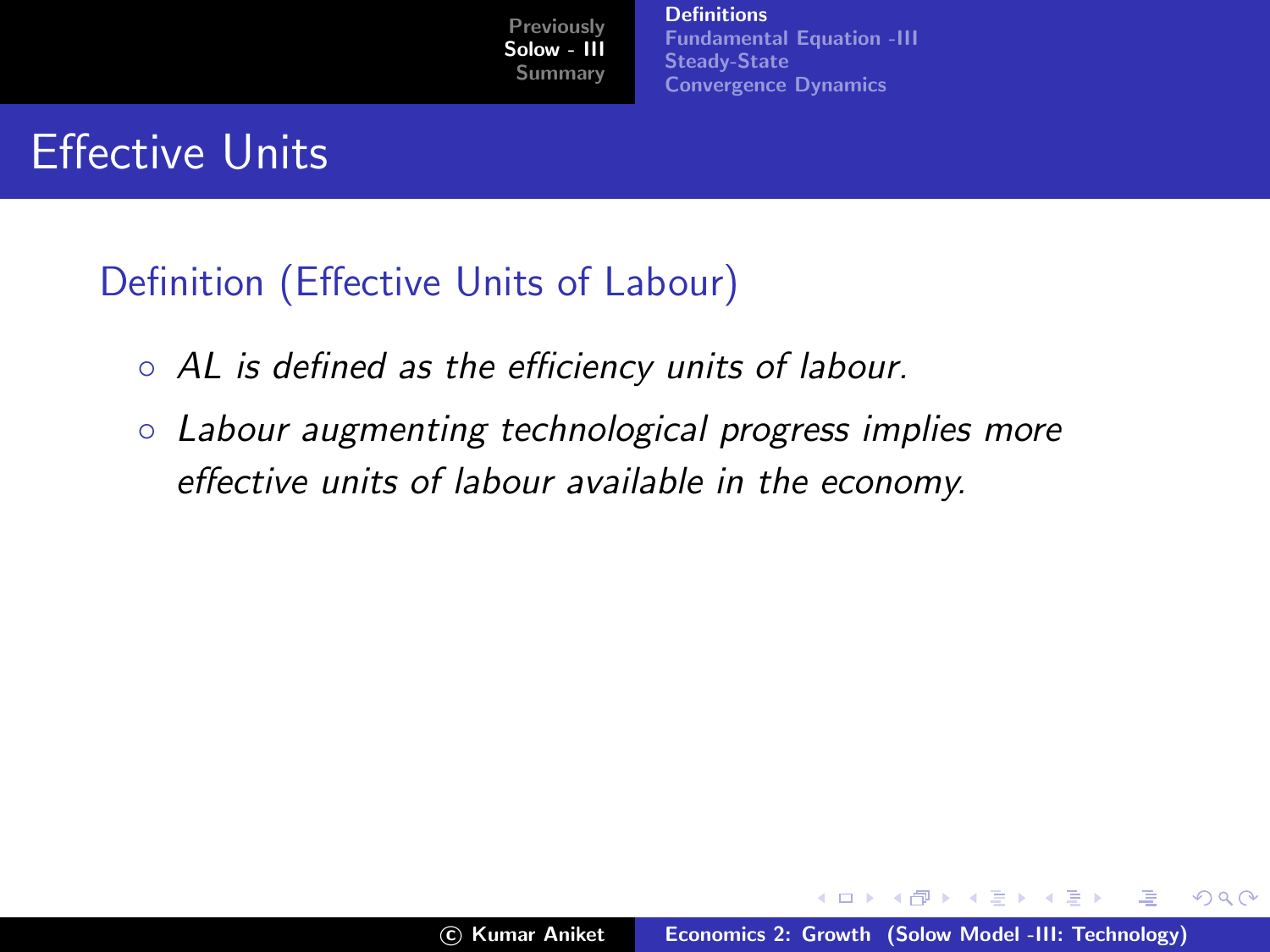# Effective Units

**Definition (Effective Units of Labour)**

- *$AL$ is defined as the efficiency units of labour.*
- *Labour augmenting technological progress implies more effective units of labour available in the economy.*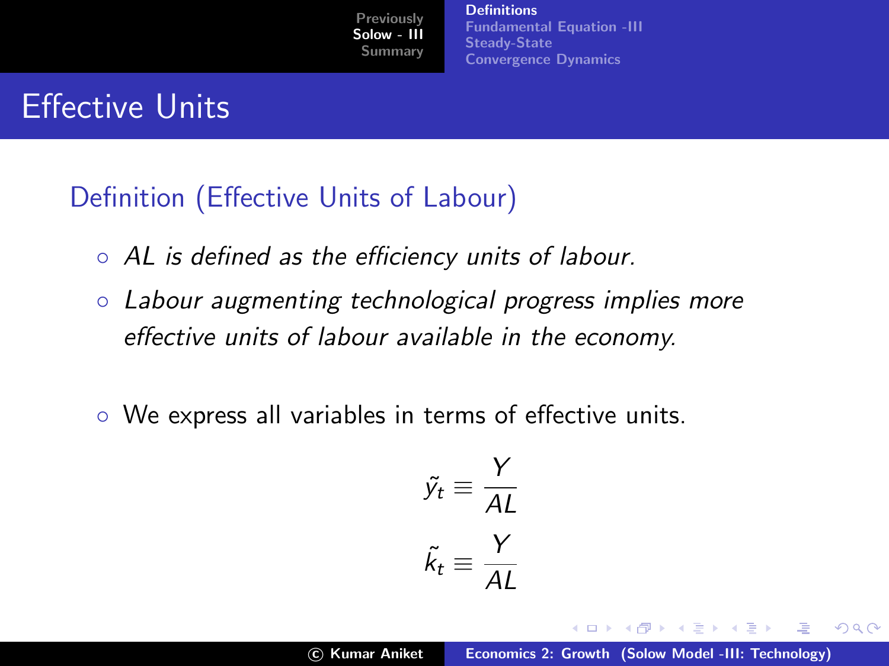# Effective Units

## Definition (Effective Units of Labour)

- *$AL$ is defined as the efficiency units of labour.*
- *Labour augmenting technological progress implies more effective units of labour available in the economy.*

- We express all variables in terms of effective units.

$$\tilde{y}_t \equiv \frac{Y}{AL}$$

$$\tilde{k}_t \equiv \frac{Y}{AL}$$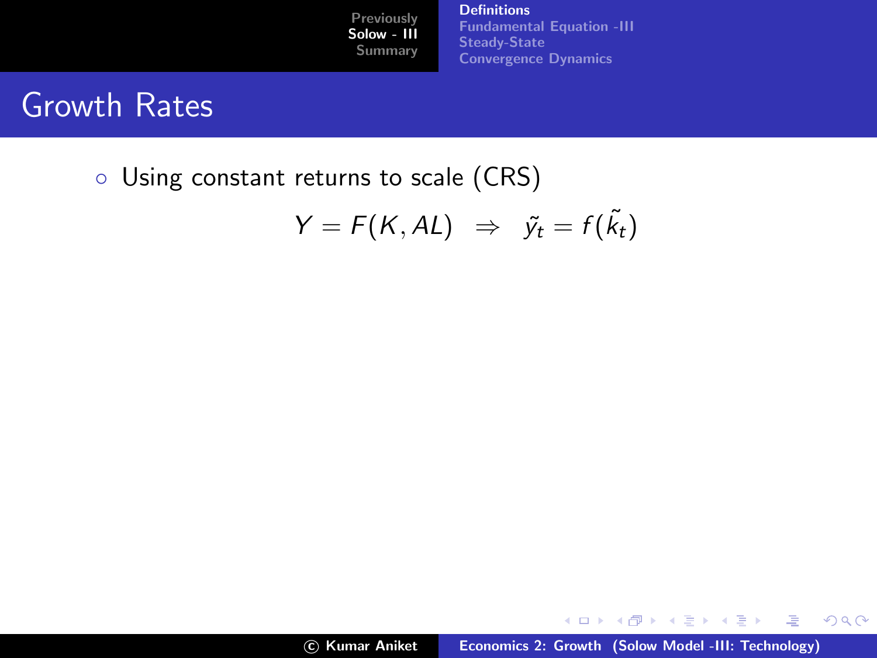# Growth Rates

- Using constant returns to scale (CRS)

$$Y = F(K, AL) \;\; \Rightarrow \;\; \tilde{y}_t = f(\tilde{k}_t)$$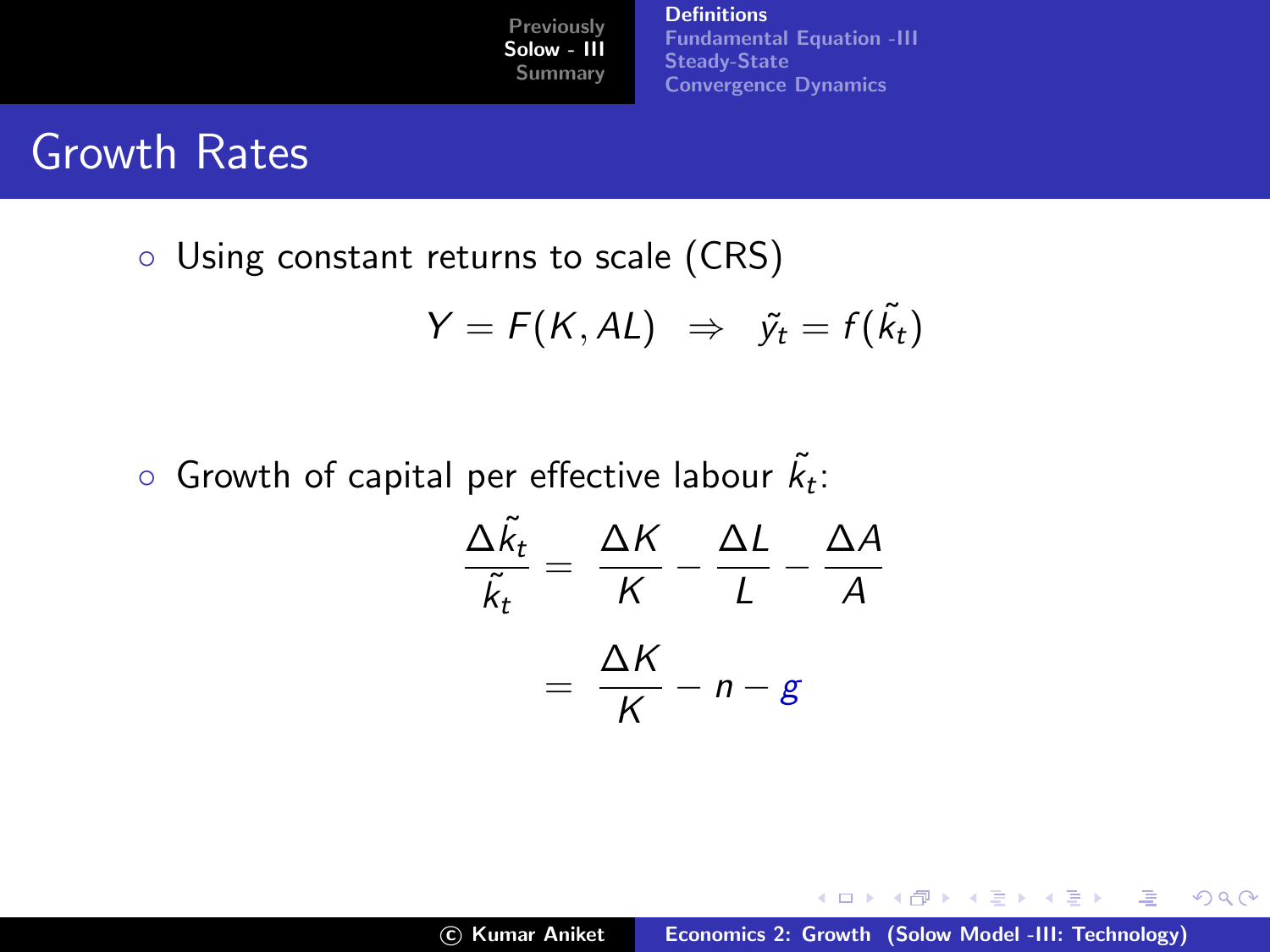## Growth Rates

- Using constant returns to scale (CRS)

$$Y = F(K, AL) \;\Rightarrow\; \tilde{y}_t = f(\tilde{k}_t)$$

- Growth of capital per effective labour $\tilde{k}_t$:

$$\frac{\Delta \tilde{k}_t}{\tilde{k}_t} = \frac{\Delta K}{K} - \frac{\Delta L}{L} - \frac{\Delta A}{A}$$

$$= \frac{\Delta K}{K} - n - g$$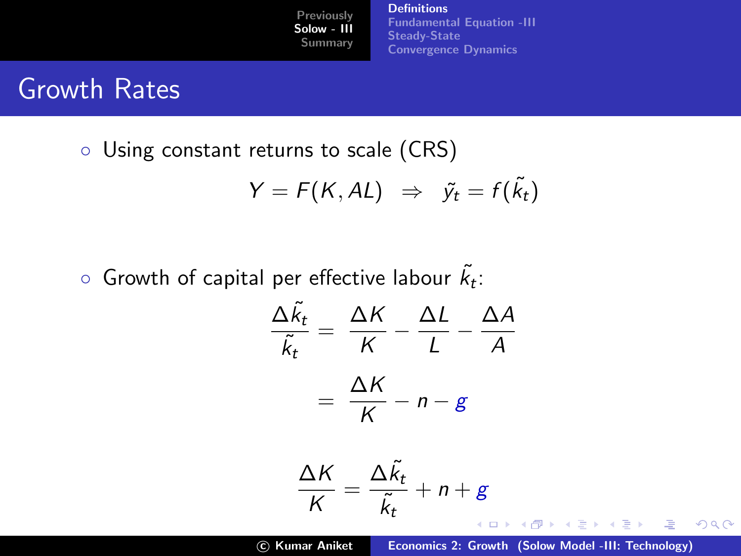# Growth Rates

- Using constant returns to scale (CRS)

$$Y = F(K, AL) \;\; \Rightarrow \;\; \tilde{y}_t = f(\tilde{k}_t)$$

- Growth of capital per effective labour $\tilde{k}_t$:

$$\frac{\Delta \tilde{k}_t}{\tilde{k}_t} = \frac{\Delta K}{K} - \frac{\Delta L}{L} - \frac{\Delta A}{A}$$

$$= \frac{\Delta K}{K} - n - g$$

$$\frac{\Delta K}{K} = \frac{\Delta \tilde{k}_t}{\tilde{k}_t} + n + g$$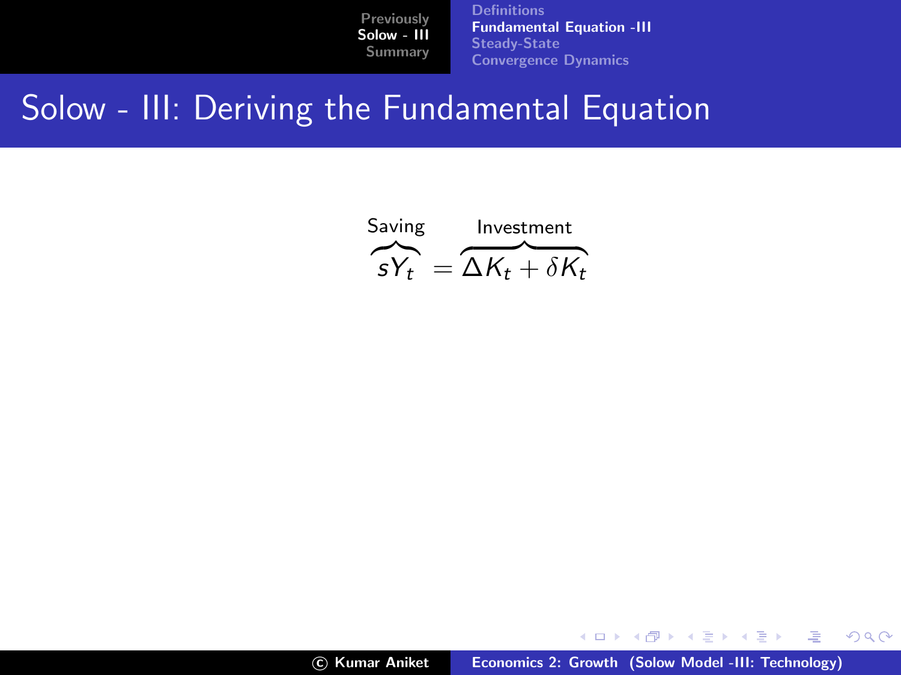# Solow - III: Deriving the Fundamental Equation

$$\overbrace{sY_t}^{\text{Saving}} = \overbrace{\Delta K_t + \delta K_t}^{\text{Investment}}$$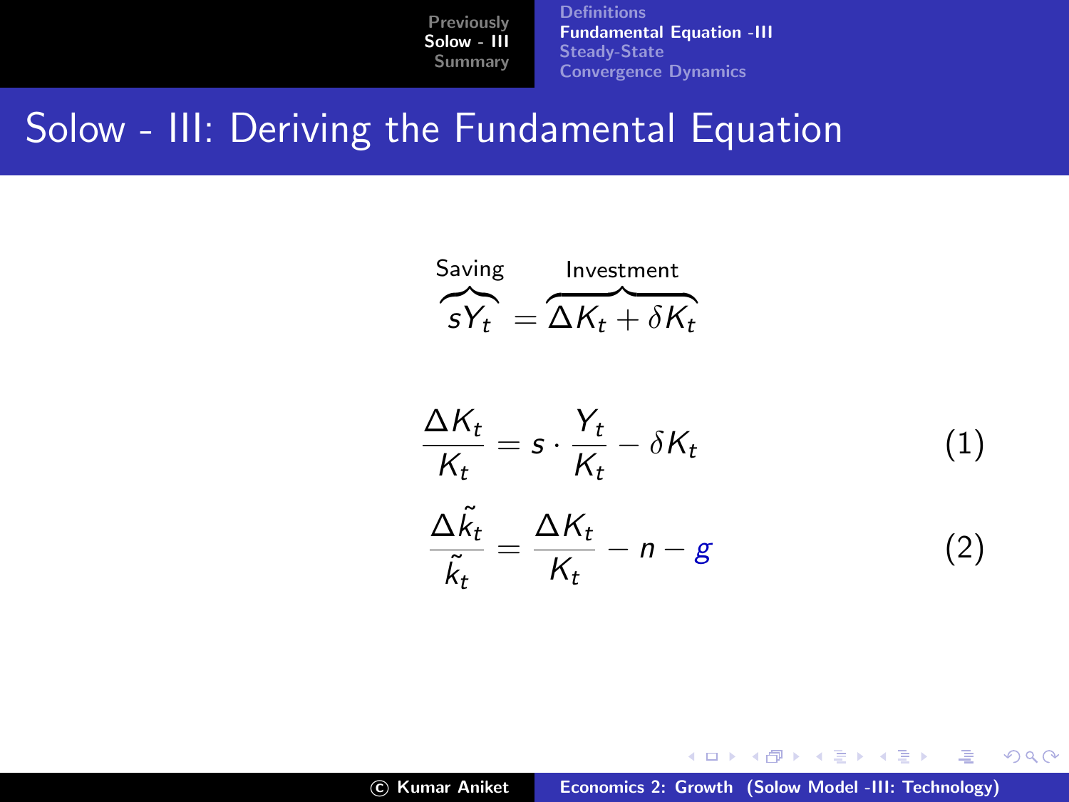# Solow - III: Deriving the Fundamental Equation

$$\overbrace{sY_t}^{\text{Saving}} = \overbrace{\Delta K_t + \delta K_t}^{\text{Investment}}$$

$$\frac{\Delta K_t}{K_t} = s \cdot \frac{Y_t}{K_t} - \delta K_t \tag{1}$$

$$\frac{\Delta \tilde{k}_t}{\tilde{k}_t} = \frac{\Delta K_t}{K_t} - n - g \tag{2}$$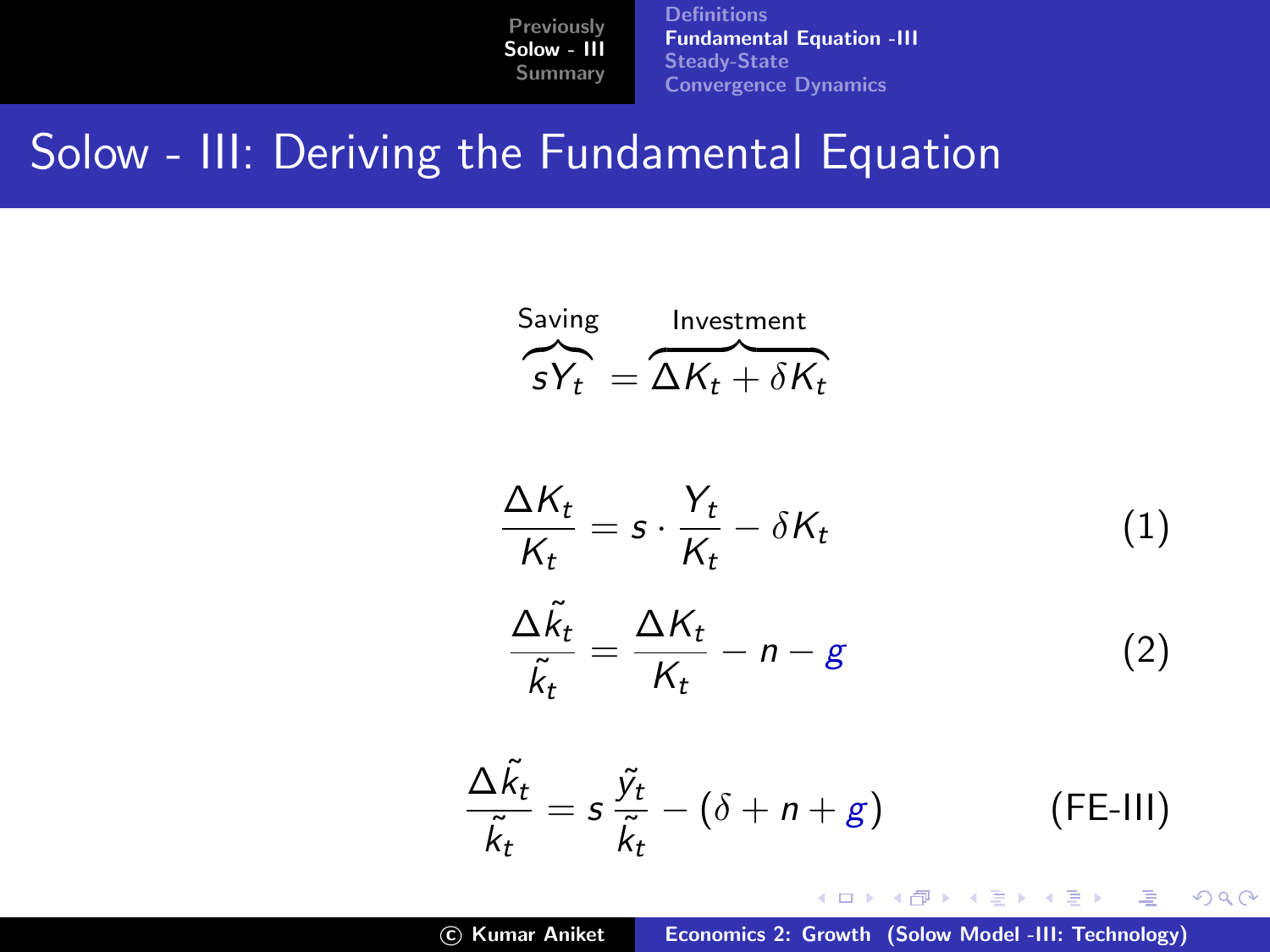## Solow - III: Deriving the Fundamental Equation

$$\overbrace{sY_t}^{\text{Saving}} = \overbrace{\Delta K_t + \delta K_t}^{\text{Investment}}$$

$$\frac{\Delta K_t}{K_t} = s \cdot \frac{Y_t}{K_t} - \delta K_t \tag{1}$$

$$\frac{\Delta \tilde{k}_t}{\tilde{k}_t} = \frac{\Delta K_t}{K_t} - n - g \tag{2}$$

$$\frac{\Delta \tilde{k}_t}{\tilde{k}_t} = s\,\frac{\tilde{y}_t}{\tilde{k}_t} - (\delta + n + g) \tag{FE-III}$$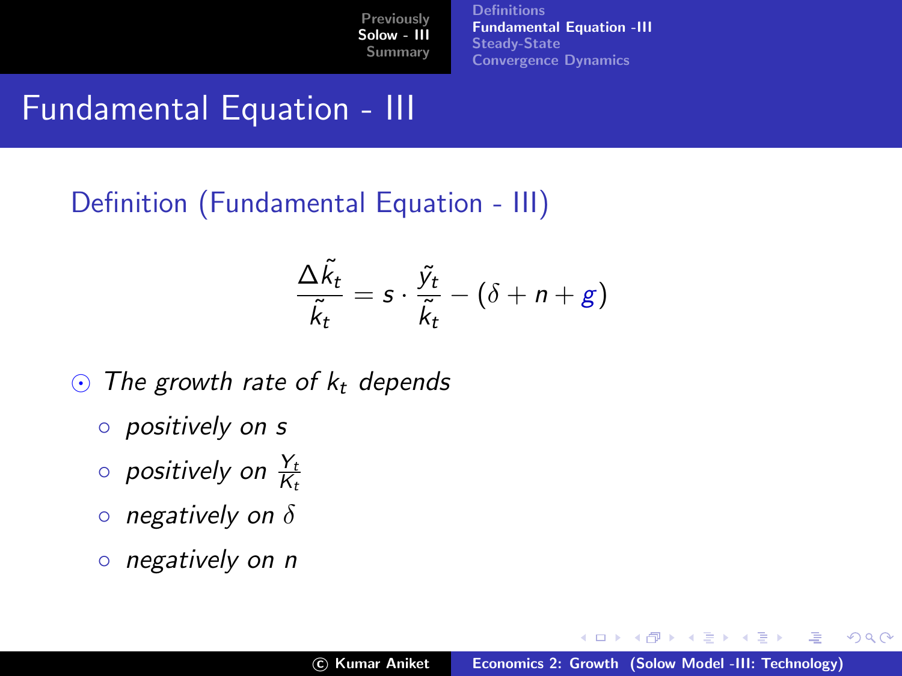# Fundamental Equation - III

## Definition (Fundamental Equation - III)

$$\frac{\Delta \tilde{k}_t}{\tilde{k}_t} = s \cdot \frac{\tilde{y}_t}{\tilde{k}_t} - (\delta + n + g)$$

- *The growth rate of $k_t$ depends*
  - *positively on $s$*
  - *positively on $\frac{Y_t}{K_t}$*
  - *negatively on $\delta$*
  - *negatively on $n$*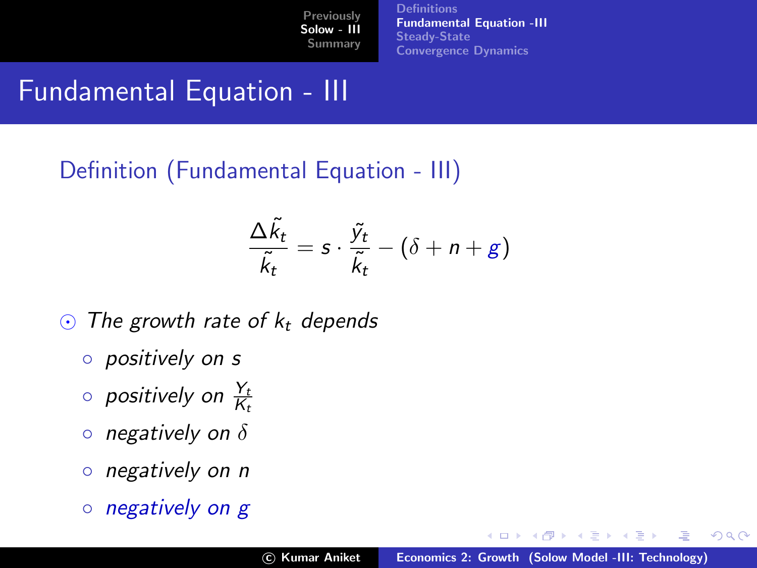# Fundamental Equation - III

## Definition (Fundamental Equation - III)

$$\frac{\Delta \tilde{k}_t}{\tilde{k}_t} = s \cdot \frac{\tilde{y}_t}{\tilde{k}_t} - (\delta + n + g)$$

- *The growth rate of $k_t$ depends*
  - *positively on $s$*
  - *positively on $\frac{Y_t}{K_t}$*
  - *negatively on $\delta$*
  - *negatively on $n$*
  - *negatively on $g$*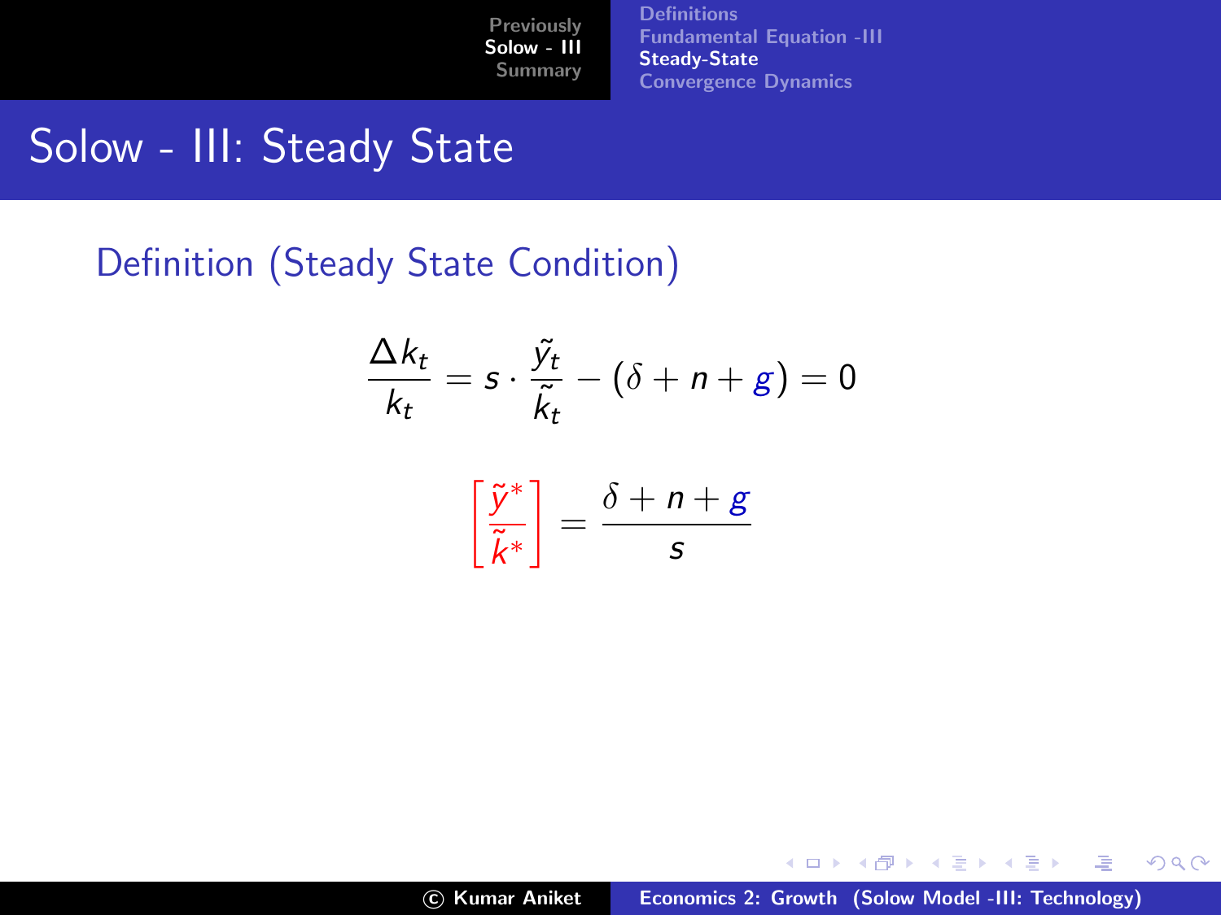# Solow - III: Steady State

## Definition (Steady State Condition)

$$\frac{\Delta k_t}{k_t} = s \cdot \frac{\tilde{y}_t}{\tilde{k}_t} - (\delta + n + g) = 0$$

$$\left[\frac{\tilde{y}^*}{\tilde{k}^*}\right] = \frac{\delta + n + g}{s}$$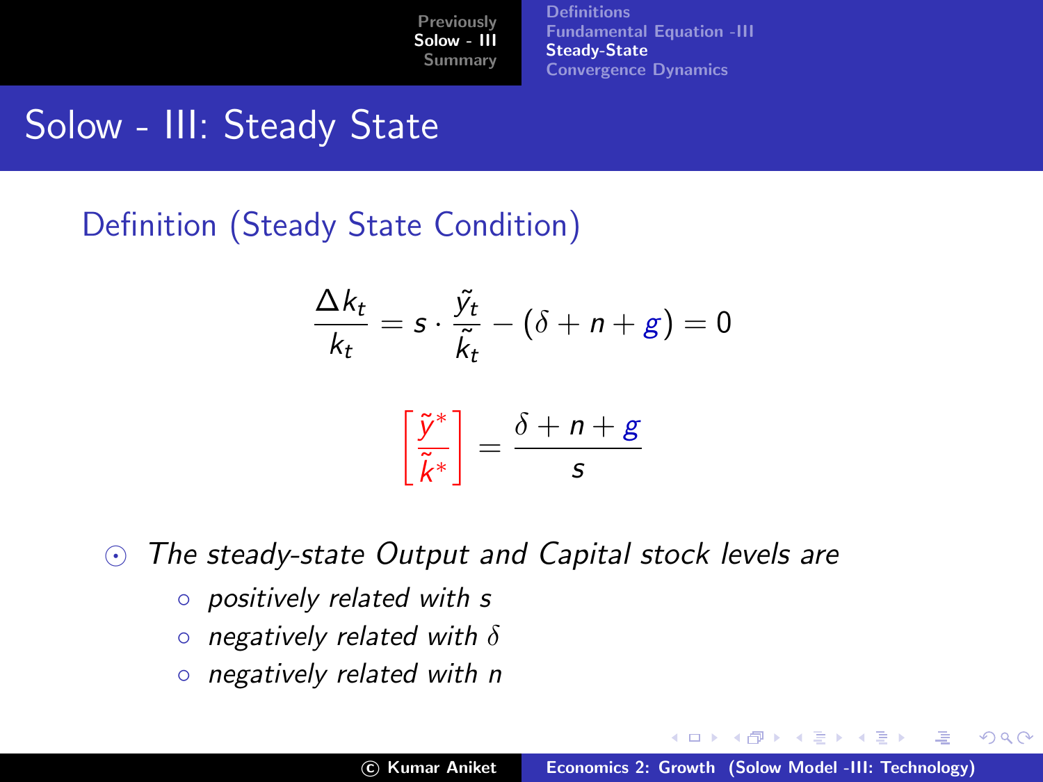# Solow - III: Steady State

## Definition (Steady State Condition)

$$\frac{\Delta k_t}{k_t} = s \cdot \frac{\tilde{y}_t}{\tilde{k}_t} - (\delta + n + g) = 0$$

$$\left[\frac{\tilde{y}^*}{\tilde{k}^*}\right] = \frac{\delta + n + g}{s}$$

- *The steady-state Output and Capital stock levels are*
  - *positively related with $s$*
  - *negatively related with $\delta$*
  - *negatively related with $n$*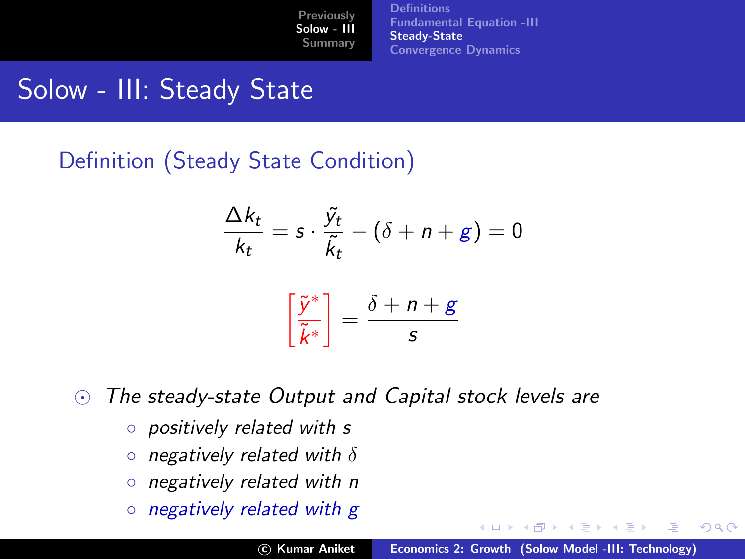# Solow - III: Steady State

## Definition (Steady State Condition)

$$\frac{\Delta k_t}{k_t} = s \cdot \frac{\tilde{y}_t}{\tilde{k}_t} - (\delta + n + g) = 0$$

$$\left[\frac{\tilde{y}^*}{\tilde{k}^*}\right] = \frac{\delta + n + g}{s}$$

- *The steady-state Output and Capital stock levels are*
  - *positively related with $s$*
  - *negatively related with $\delta$*
  - *negatively related with $n$*
  - *negatively related with $g$*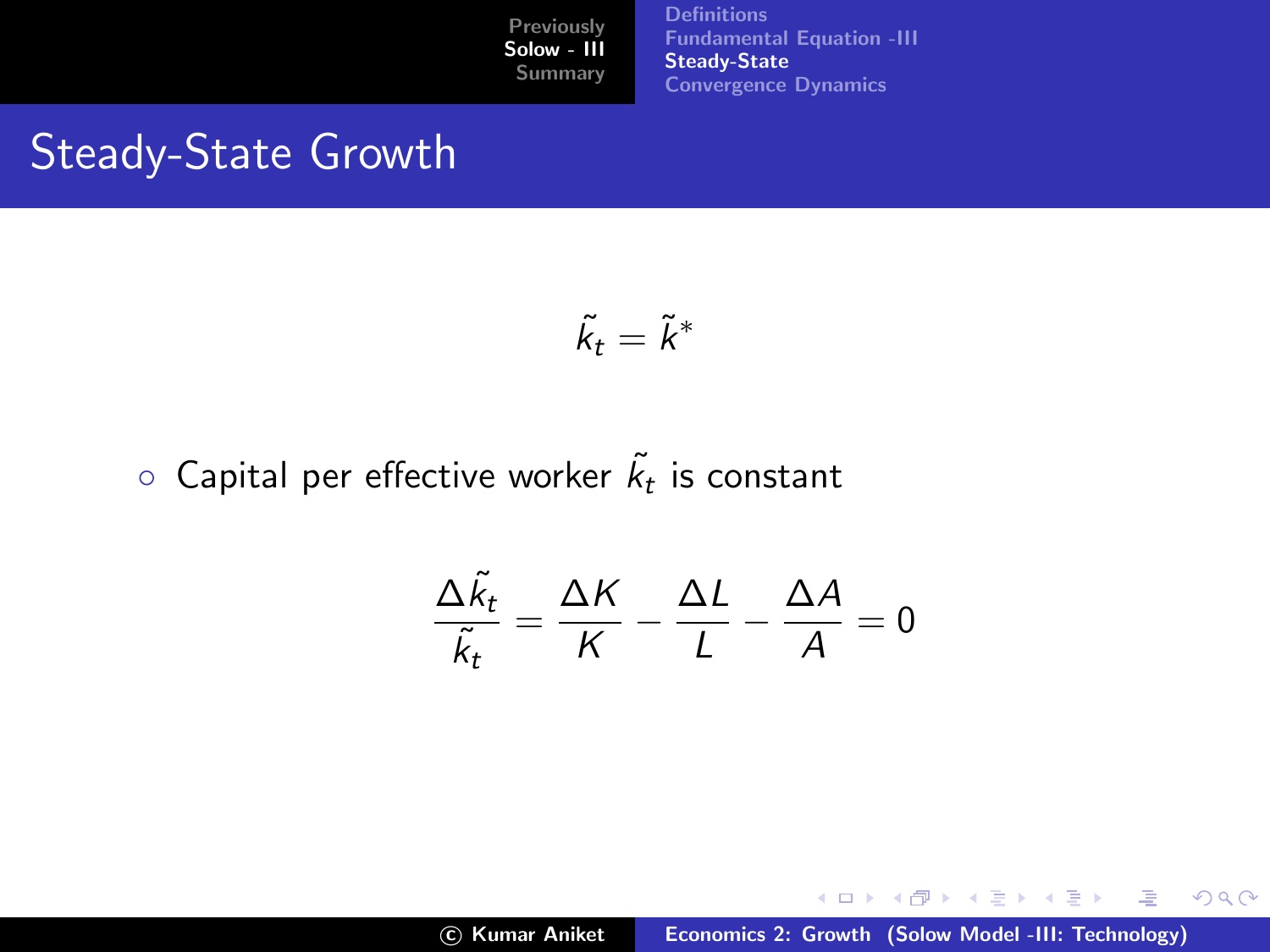## Steady-State Growth

$$\tilde{k}_t = \tilde{k}^*$$

- Capital per effective worker $\tilde{k}_t$ is constant

$$\frac{\Delta \tilde{k}_t}{\tilde{k}_t} = \frac{\Delta K}{K} - \frac{\Delta L}{L} - \frac{\Delta A}{A} = 0$$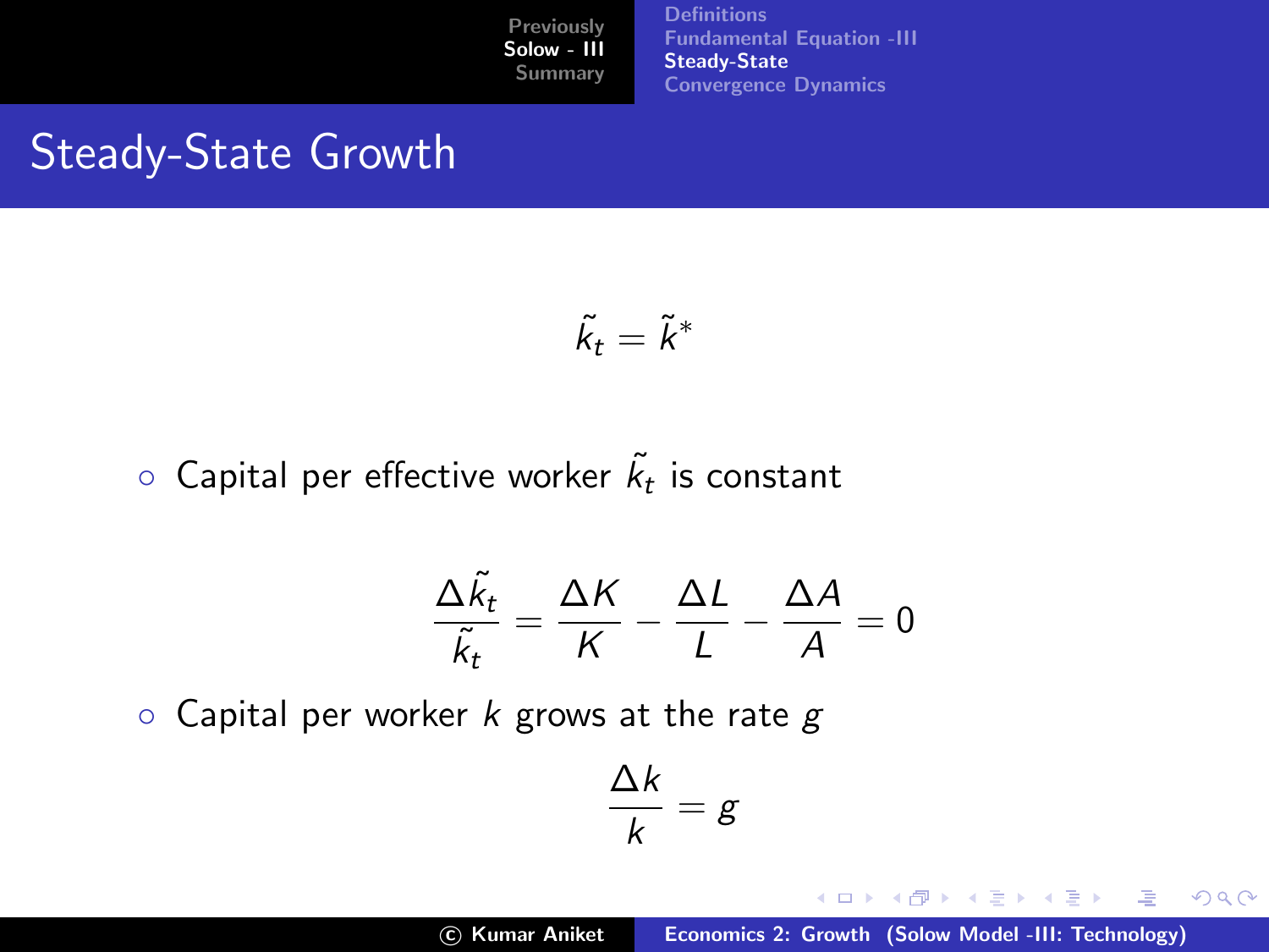# Steady-State Growth

$$\tilde{k}_t = \tilde{k}^*$$

- Capital per effective worker $\tilde{k}_t$ is constant

$$\frac{\Delta \tilde{k}_t}{\tilde{k}_t} = \frac{\Delta K}{K} - \frac{\Delta L}{L} - \frac{\Delta A}{A} = 0$$

- Capital per worker $k$ grows at the rate $g$

$$\frac{\Delta k}{k} = g$$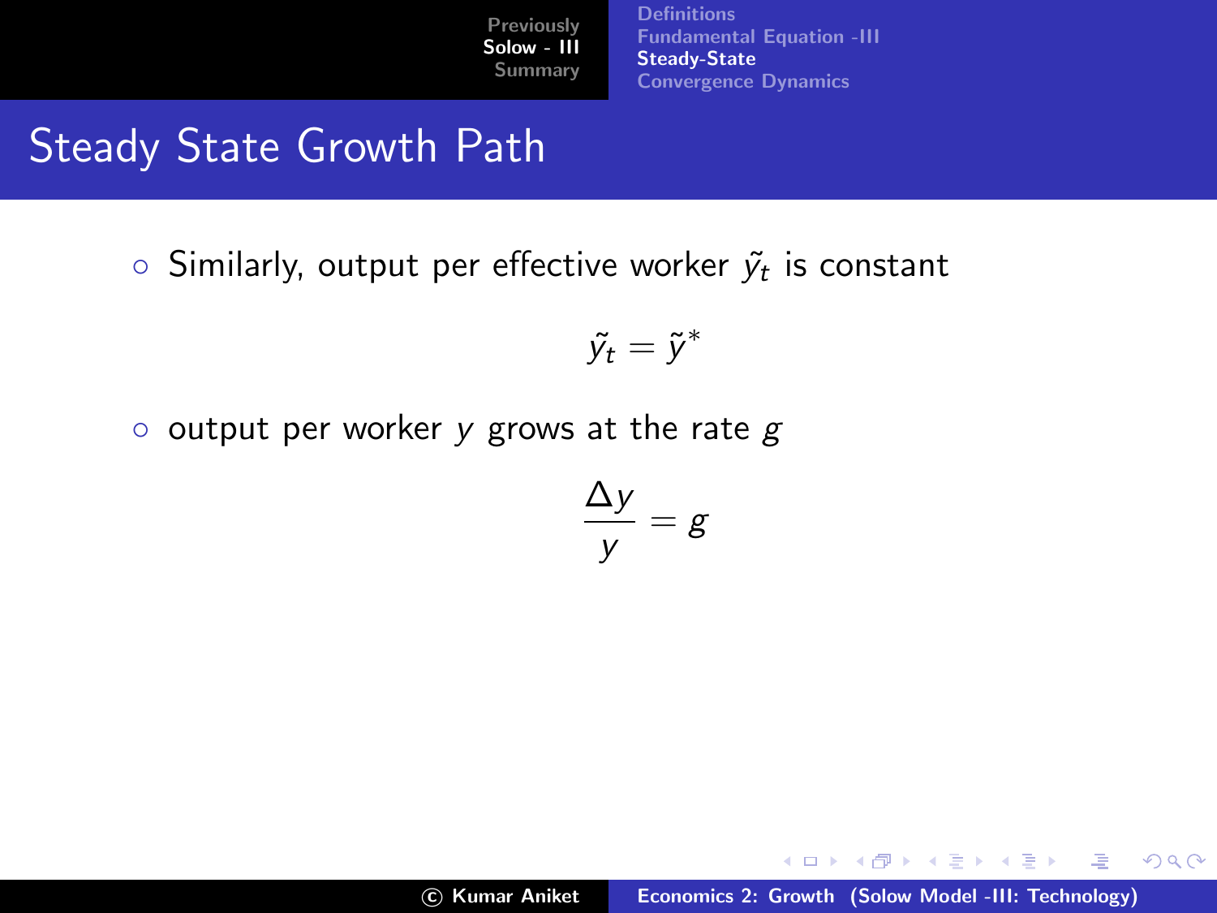# Steady State Growth Path

- Similarly, output per effective worker $\tilde{y}_t$ is constant

$$\tilde{y}_t = \tilde{y}^*$$

- output per worker $y$ grows at the rate $g$

$$\frac{\Delta y}{y} = g$$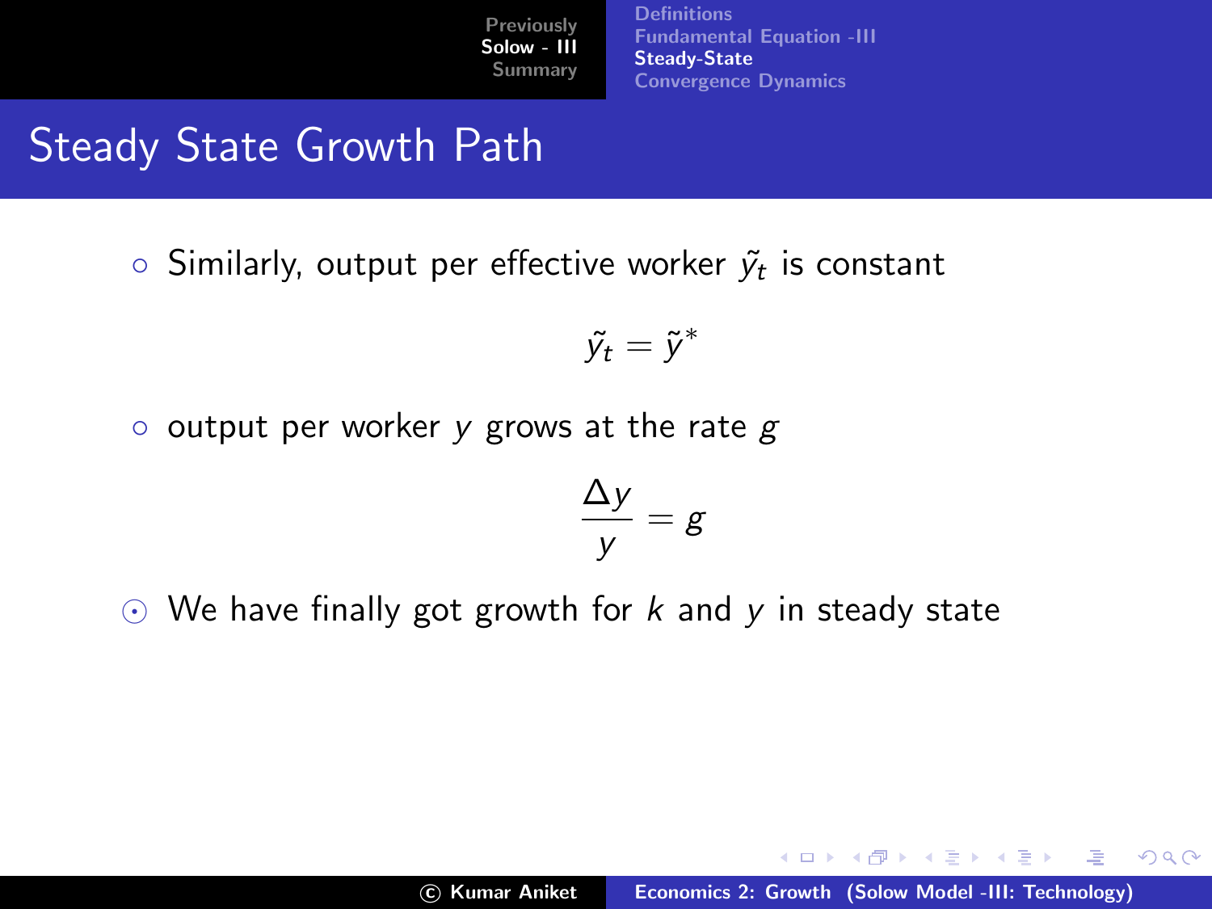# Steady State Growth Path

- Similarly, output per effective worker $\tilde{y}_t$ is constant

$$\tilde{y}_t = \tilde{y}^*$$

- output per worker $y$ grows at the rate $g$

$$\frac{\Delta y}{y} = g$$

- We have finally got growth for $k$ and $y$ in steady state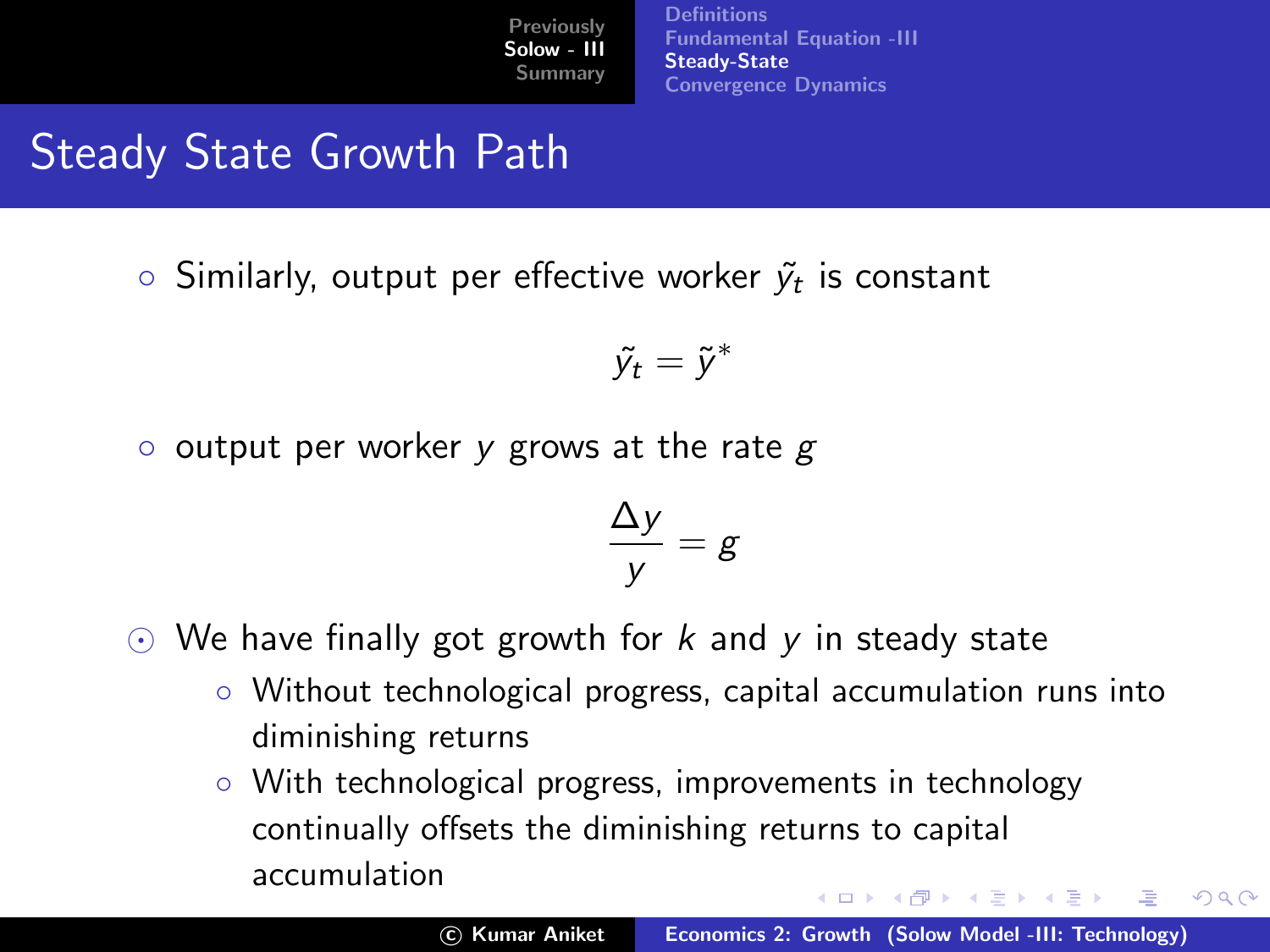# Steady State Growth Path

- Similarly, output per effective worker $\tilde{y}_t$ is constant

$$\tilde{y}_t = \tilde{y}^*$$

- output per worker $y$ grows at the rate $g$

$$\frac{\Delta y}{y} = g$$

- We have finally got growth for $k$ and $y$ in steady state
  - Without technological progress, capital accumulation runs into diminishing returns
  - With technological progress, improvements in technology continually offsets the diminishing returns to capital accumulation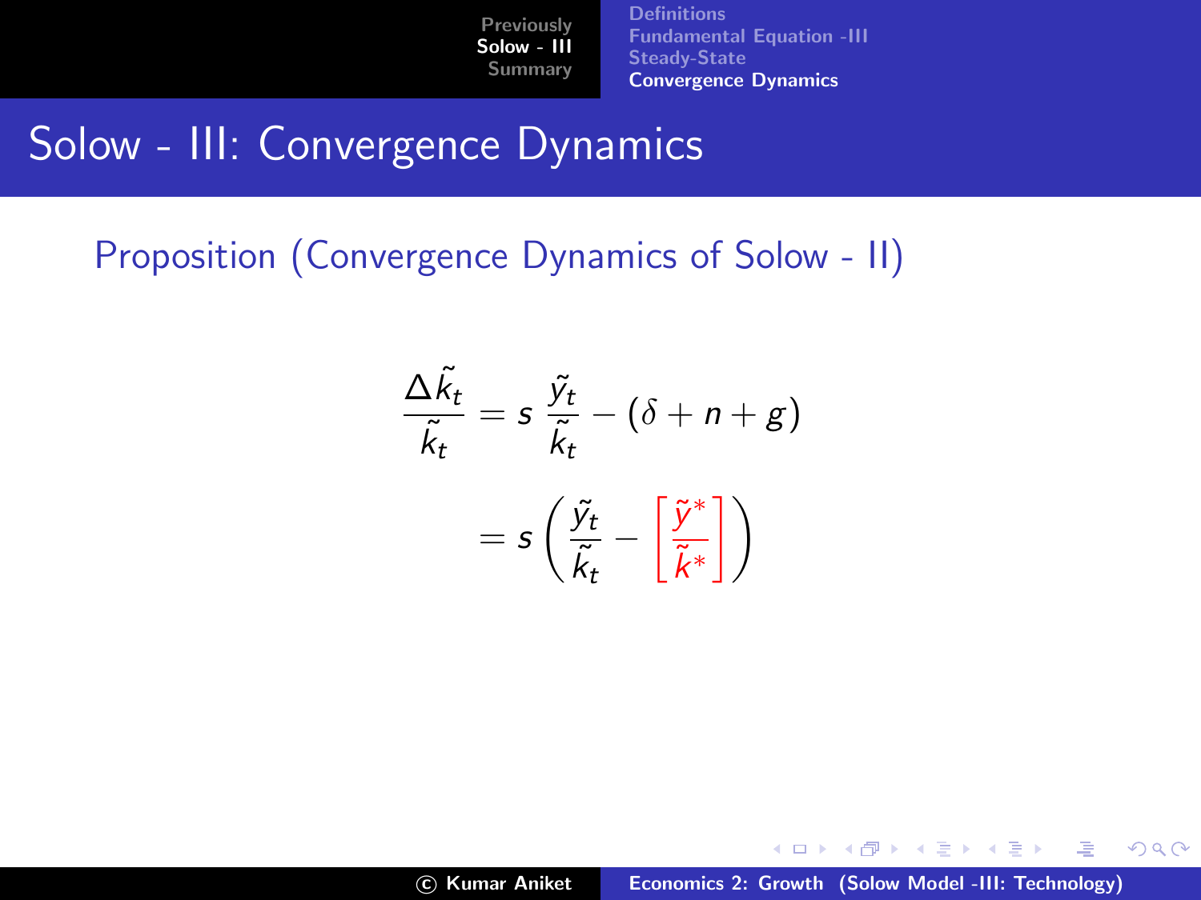## Solow - III: Convergence Dynamics

Proposition (Convergence Dynamics of Solow - II)

$$\frac{\Delta \tilde{k}_t}{\tilde{k}_t} = s \, \frac{\tilde{y}_t}{\tilde{k}_t} - (\delta + n + g)$$

$$= s \left( \frac{\tilde{y}_t}{\tilde{k}_t} - \left[ \frac{\tilde{y}^*}{\tilde{k}^*} \right] \right)$$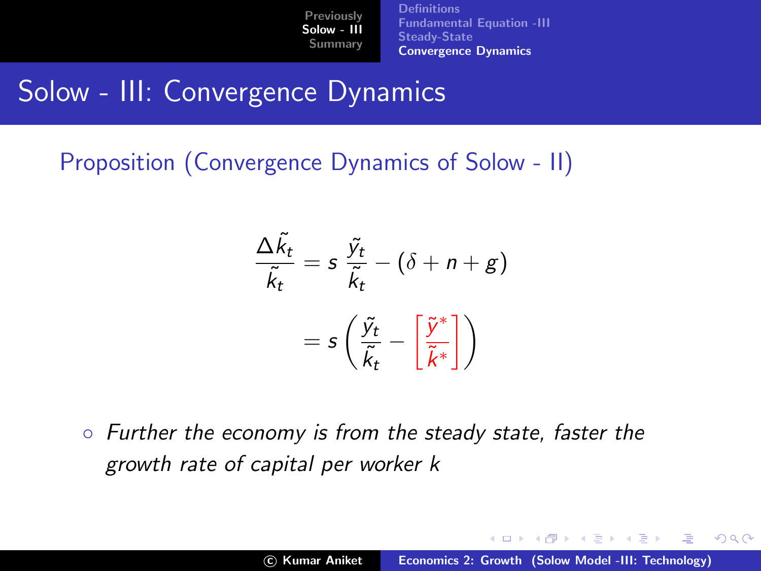# Solow - III: Convergence Dynamics

Proposition (Convergence Dynamics of Solow - II)

$$
\begin{aligned}
\frac{\Delta \tilde{k}_t}{\tilde{k}_t} &= s\,\frac{\tilde{y}_t}{\tilde{k}_t} - (\delta + n + g) \\
&= s\left(\frac{\tilde{y}_t}{\tilde{k}_t} - \left[\frac{\tilde{y}^*}{\tilde{k}^*}\right]\right)
\end{aligned}
$$

- *Further the economy is from the steady state, faster the growth rate of capital per worker k*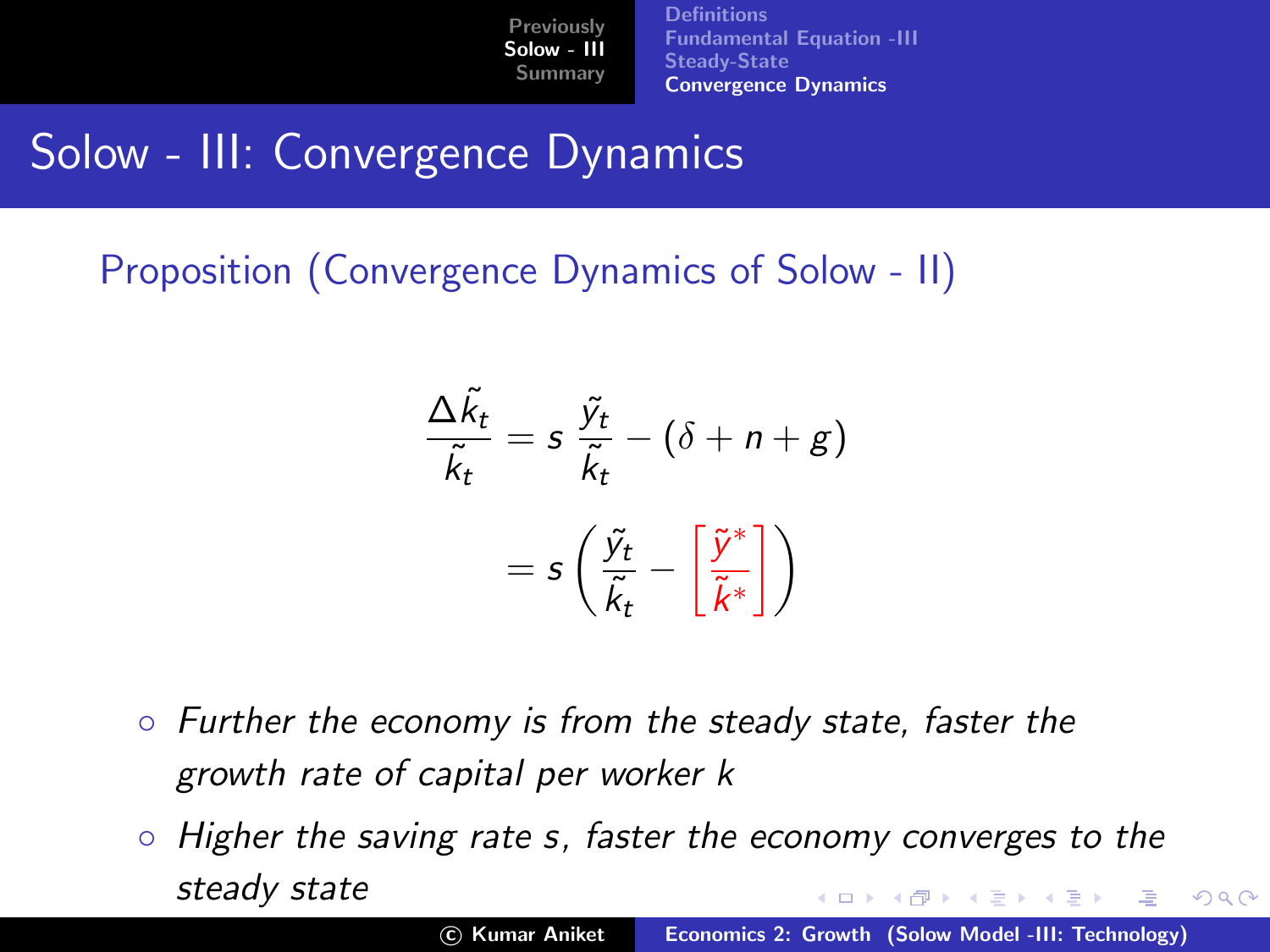# Solow - III: Convergence Dynamics

## Proposition (Convergence Dynamics of Solow - II)

$$
\frac{\Delta \tilde{k}_t}{\tilde{k}_t} = s \, \frac{\tilde{y}_t}{\tilde{k}_t} - (\delta + n + g)
$$

$$
= s \left( \frac{\tilde{y}_t}{\tilde{k}_t} - \left[ \frac{\tilde{y}^*}{\tilde{k}^*} \right] \right)
$$

- *Further the economy is from the steady state, faster the growth rate of capital per worker k*
- *Higher the saving rate s, faster the economy converges to the steady state*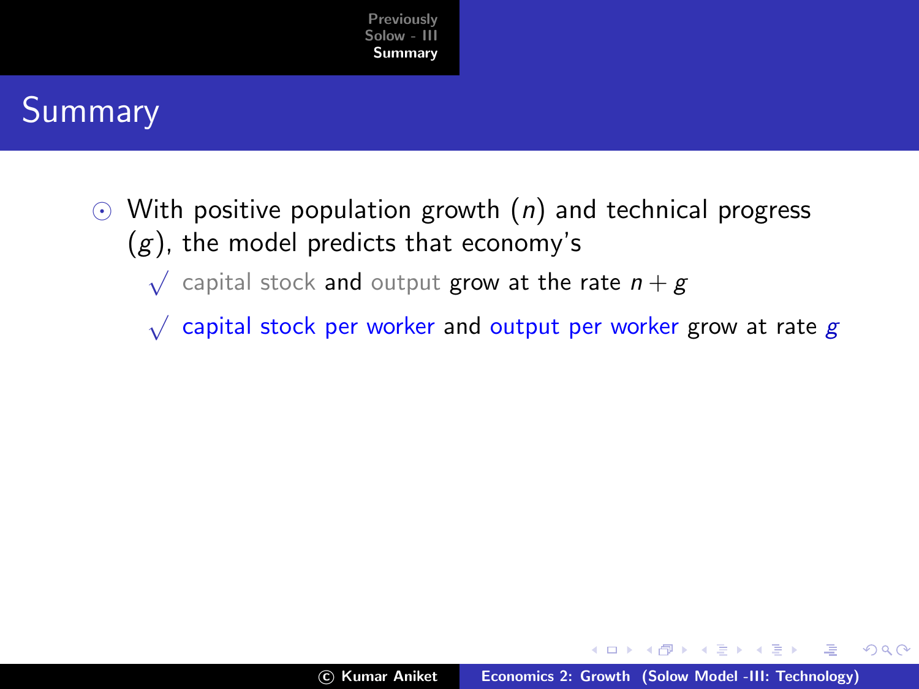# Summary

- With positive population growth ($n$) and technical progress ($g$), the model predicts that economy's
  - √ capital stock and output grow at the rate $n + g$
  - √ capital stock per worker and output per worker grow at rate $g$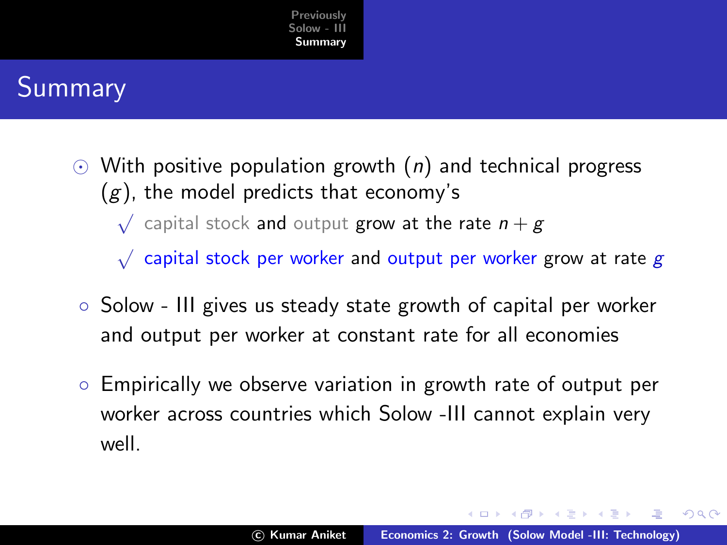# Summary

- With positive population growth ($n$) and technical progress ($g$), the model predicts that economy's
  - √ capital stock and output grow at the rate $n + g$
  - √ capital stock per worker and output per worker grow at rate $g$
- Solow - III gives us steady state growth of capital per worker and output per worker at constant rate for all economies
- Empirically we observe variation in growth rate of output per worker across countries which Solow -III cannot explain very well.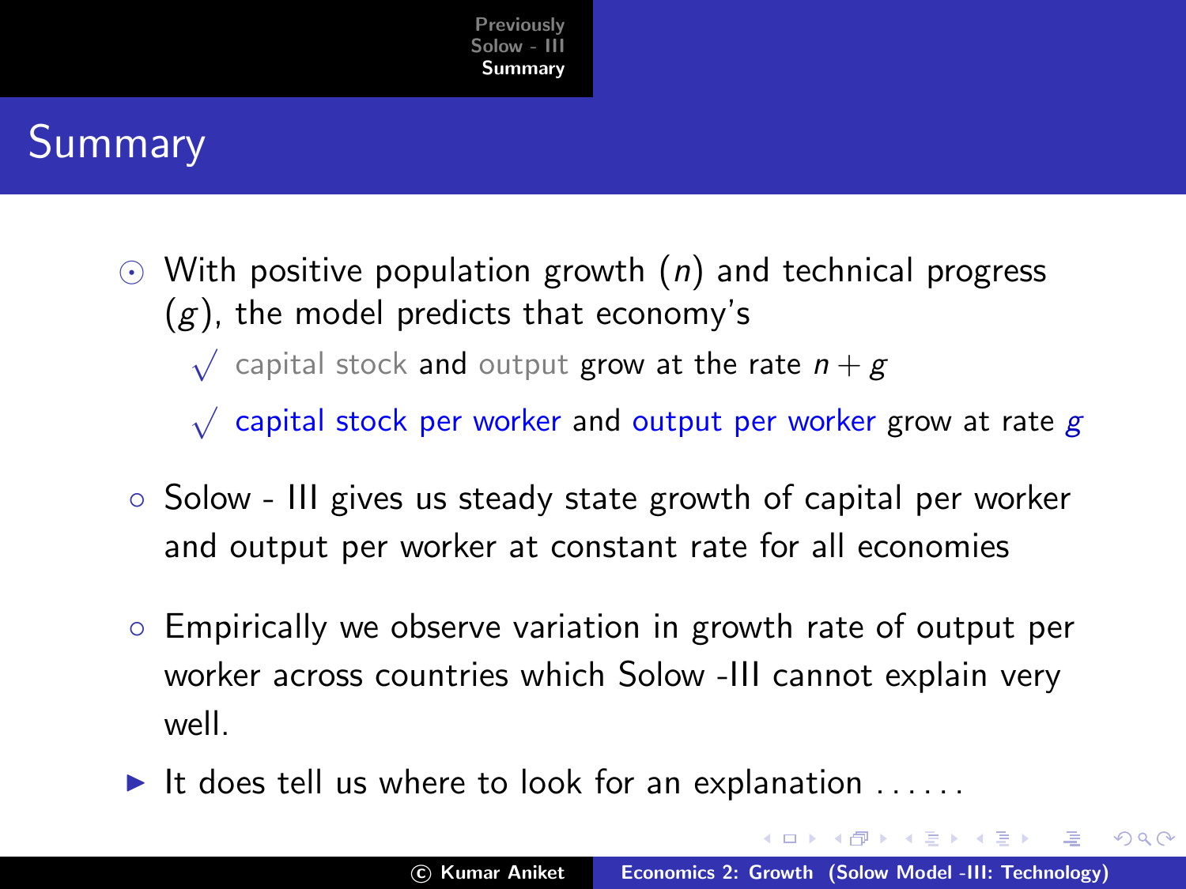## Summary

- With positive population growth ($n$) and technical progress ($g$), the model predicts that economy's
  - √ capital stock and output grow at the rate $n + g$
  - √ capital stock per worker and output per worker grow at rate $g$
- Solow - III gives us steady state growth of capital per worker and output per worker at constant rate for all economies
- Empirically we observe variation in growth rate of output per worker across countries which Solow -III cannot explain very well.
- It does tell us where to look for an explanation . . . . . .